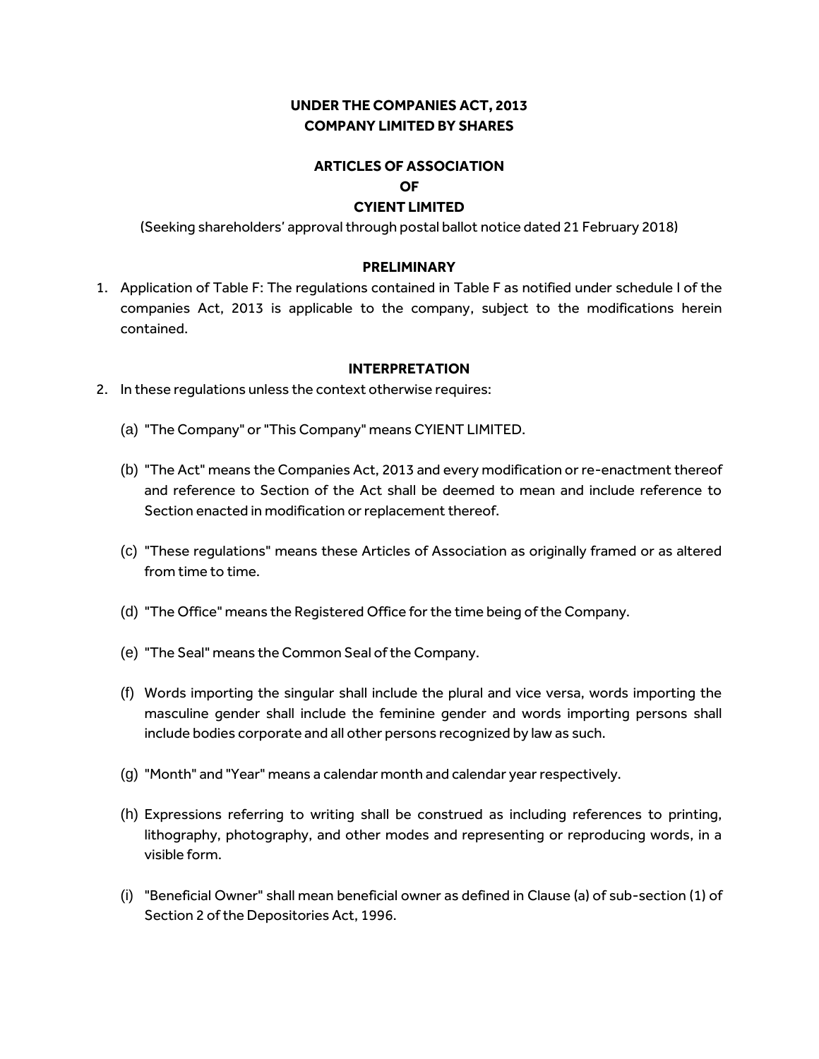**UNDER THE COMPANIES ACT, 2013**
**COMPANY LIMITED BY SHARES**

# ARTICLES OF ASSOCIATION OF CYIENT LIMITED

(Seeking shareholders' approval through postal ballot notice dated 21 February 2018)

## PRELIMINARY

1. Application of Table F: The regulations contained in Table F as notified under schedule I of the companies Act, 2013 is applicable to the company, subject to the modifications herein contained.

## INTERPRETATION

2. In these regulations unless the context otherwise requires:

   (a) "The Company" or "This Company" means CYIENT LIMITED.

   (b) "The Act" means the Companies Act, 2013 and every modification or re-enactment thereof and reference to Section of the Act shall be deemed to mean and include reference to Section enacted in modification or replacement thereof.

   (c) "These regulations" means these Articles of Association as originally framed or as altered from time to time.

   (d) "The Office" means the Registered Office for the time being of the Company.

   (e) "The Seal" means the Common Seal of the Company.

   (f) Words importing the singular shall include the plural and vice versa, words importing the masculine gender shall include the feminine gender and words importing persons shall include bodies corporate and all other persons recognized by law as such.

   (g) "Month" and "Year" means a calendar month and calendar year respectively.

   (h) Expressions referring to writing shall be construed as including references to printing, lithography, photography, and other modes and representing or reproducing words, in a visible form.

   (i) "Beneficial Owner" shall mean beneficial owner as defined in Clause (a) of sub-section (1) of Section 2 of the Depositories Act, 1996.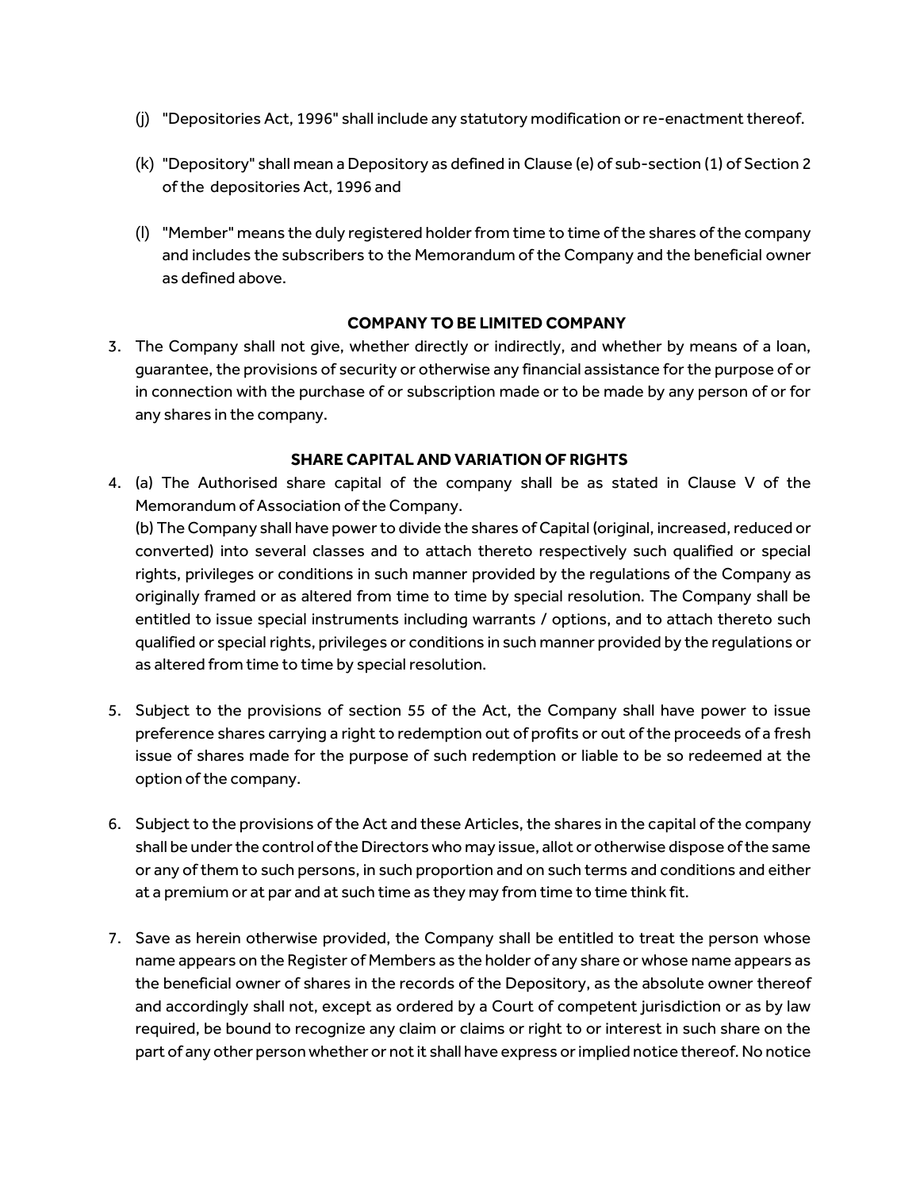(j) "Depositories Act, 1996" shall include any statutory modification or re-enactment thereof.

(k) "Depository" shall mean a Depository as defined in Clause (e) of sub-section (1) of Section 2 of the depositories Act, 1996 and

(l) "Member" means the duly registered holder from time to time of the shares of the company and includes the subscribers to the Memorandum of the Company and the beneficial owner as defined above.

**COMPANY TO BE LIMITED COMPANY**

3. The Company shall not give, whether directly or indirectly, and whether by means of a loan, guarantee, the provisions of security or otherwise any financial assistance for the purpose of or in connection with the purchase of or subscription made or to be made by any person of or for any shares in the company.

**SHARE CAPITAL AND VARIATION OF RIGHTS**

4. (a) The Authorised share capital of the company shall be as stated in Clause V of the Memorandum of Association of the Company.
   (b) The Company shall have power to divide the shares of Capital (original, increased, reduced or converted) into several classes and to attach thereto respectively such qualified or special rights, privileges or conditions in such manner provided by the regulations of the Company as originally framed or as altered from time to time by special resolution. The Company shall be entitled to issue special instruments including warrants / options, and to attach thereto such qualified or special rights, privileges or conditions in such manner provided by the regulations or as altered from time to time by special resolution.

5. Subject to the provisions of section 55 of the Act, the Company shall have power to issue preference shares carrying a right to redemption out of profits or out of the proceeds of a fresh issue of shares made for the purpose of such redemption or liable to be so redeemed at the option of the company.

6. Subject to the provisions of the Act and these Articles, the shares in the capital of the company shall be under the control of the Directors who may issue, allot or otherwise dispose of the same or any of them to such persons, in such proportion and on such terms and conditions and either at a premium or at par and at such time as they may from time to time think fit.

7. Save as herein otherwise provided, the Company shall be entitled to treat the person whose name appears on the Register of Members as the holder of any share or whose name appears as the beneficial owner of shares in the records of the Depository, as the absolute owner thereof and accordingly shall not, except as ordered by a Court of competent jurisdiction or as by law required, be bound to recognize any claim or claims or right to or interest in such share on the part of any other person whether or not it shall have express or implied notice thereof. No notice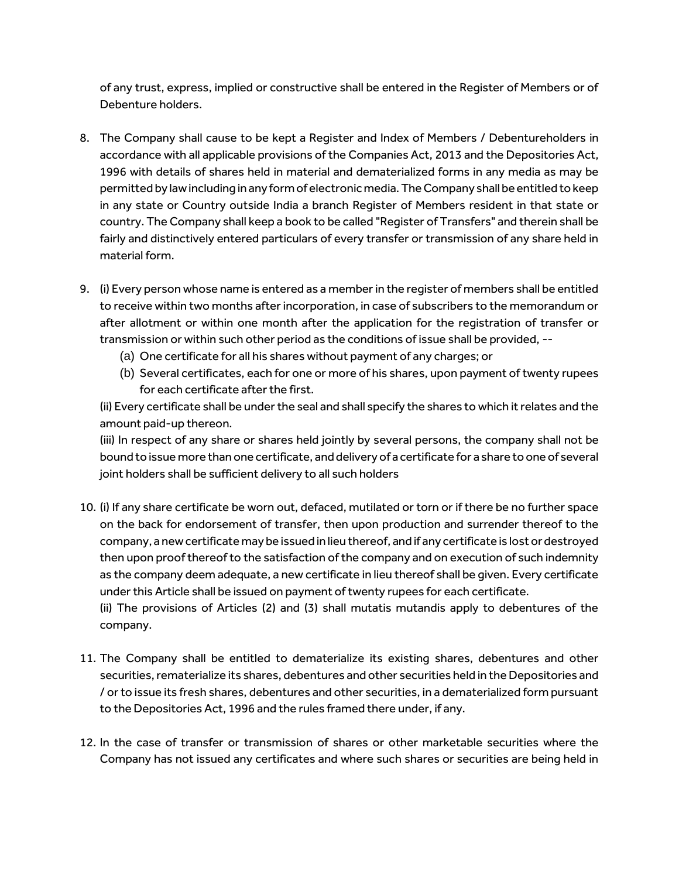of any trust, express, implied or constructive shall be entered in the Register of Members or of Debenture holders.

8. The Company shall cause to be kept a Register and Index of Members / Debentureholders in accordance with all applicable provisions of the Companies Act, 2013 and the Depositories Act, 1996 with details of shares held in material and dematerialized forms in any media as may be permitted by law including in any form of electronic media. The Company shall be entitled to keep in any state or Country outside India a branch Register of Members resident in that state or country. The Company shall keep a book to be called "Register of Transfers" and therein shall be fairly and distinctively entered particulars of every transfer or transmission of any share held in material form.

9. (i) Every person whose name is entered as a member in the register of members shall be entitled to receive within two months after incorporation, in case of subscribers to the memorandum or after allotment or within one month after the application for the registration of transfer or transmission or within such other period as the conditions of issue shall be provided, --
   (a) One certificate for all his shares without payment of any charges; or
   (b) Several certificates, each for one or more of his shares, upon payment of twenty rupees for each certificate after the first.

   (ii) Every certificate shall be under the seal and shall specify the shares to which it relates and the amount paid-up thereon.
   (iii) In respect of any share or shares held jointly by several persons, the company shall not be bound to issue more than one certificate, and delivery of a certificate for a share to one of several joint holders shall be sufficient delivery to all such holders

10. (i) If any share certificate be worn out, defaced, mutilated or torn or if there be no further space on the back for endorsement of transfer, then upon production and surrender thereof to the company, a new certificate may be issued in lieu thereof, and if any certificate is lost or destroyed then upon proof thereof to the satisfaction of the company and on execution of such indemnity as the company deem adequate, a new certificate in lieu thereof shall be given. Every certificate under this Article shall be issued on payment of twenty rupees for each certificate.
    (ii) The provisions of Articles (2) and (3) shall mutatis mutandis apply to debentures of the company.

11. The Company shall be entitled to dematerialize its existing shares, debentures and other securities, rematerialize its shares, debentures and other securities held in the Depositories and / or to issue its fresh shares, debentures and other securities, in a dematerialized form pursuant to the Depositories Act, 1996 and the rules framed there under, if any.

12. In the case of transfer or transmission of shares or other marketable securities where the Company has not issued any certificates and where such shares or securities are being held in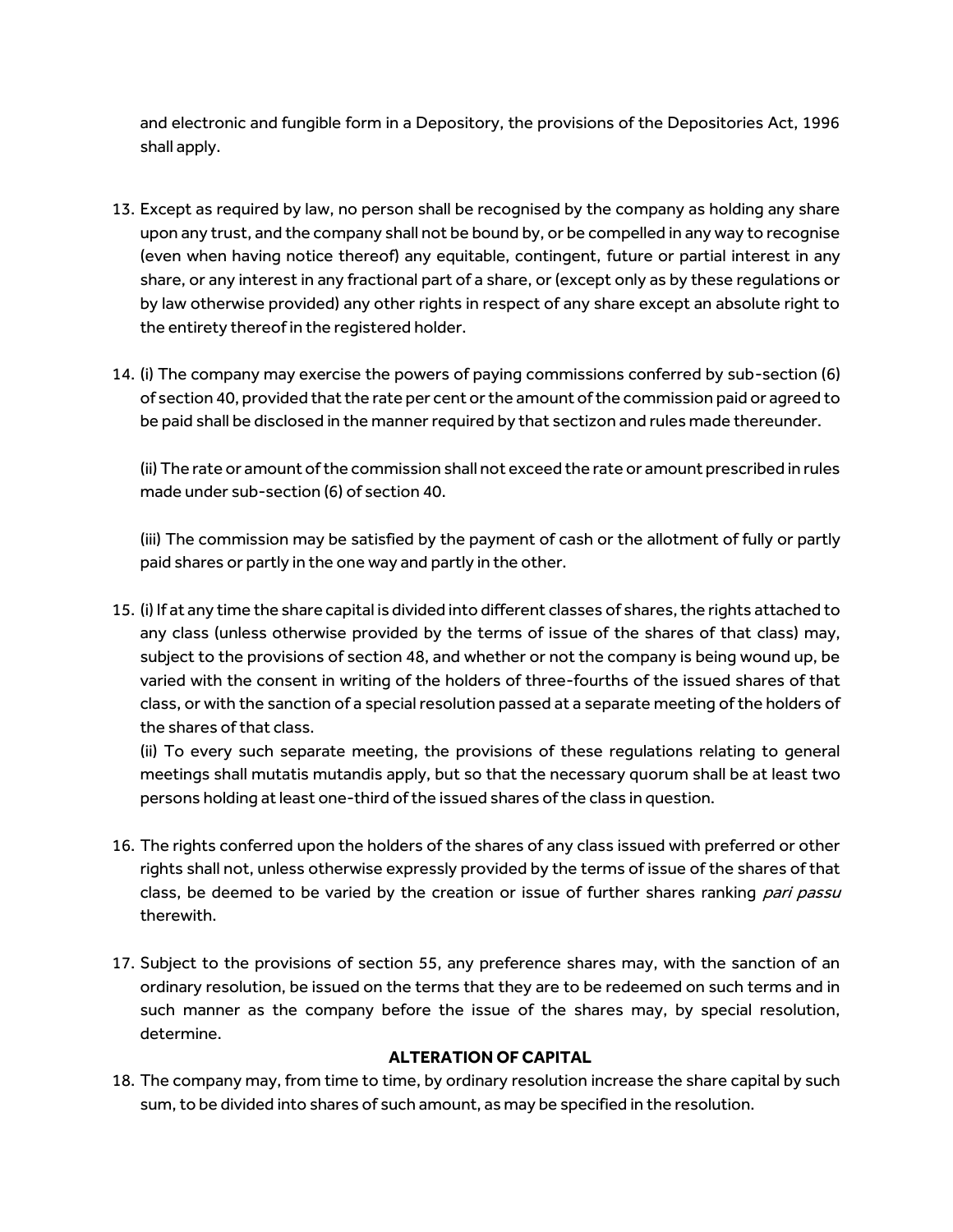and electronic and fungible form in a Depository, the provisions of the Depositories Act, 1996 shall apply.

13. Except as required by law, no person shall be recognised by the company as holding any share upon any trust, and the company shall not be bound by, or be compelled in any way to recognise (even when having notice thereof) any equitable, contingent, future or partial interest in any share, or any interest in any fractional part of a share, or (except only as by these regulations or by law otherwise provided) any other rights in respect of any share except an absolute right to the entirety thereof in the registered holder.

14. (i) The company may exercise the powers of paying commissions conferred by sub-section (6) of section 40, provided that the rate per cent or the amount of the commission paid or agreed to be paid shall be disclosed in the manner required by that sectizon and rules made thereunder.

    (ii) The rate or amount of the commission shall not exceed the rate or amount prescribed in rules made under sub-section (6) of section 40.

    (iii) The commission may be satisfied by the payment of cash or the allotment of fully or partly paid shares or partly in the one way and partly in the other.

15. (i) If at any time the share capital is divided into different classes of shares, the rights attached to any class (unless otherwise provided by the terms of issue of the shares of that class) may, subject to the provisions of section 48, and whether or not the company is being wound up, be varied with the consent in writing of the holders of three-fourths of the issued shares of that class, or with the sanction of a special resolution passed at a separate meeting of the holders of the shares of that class.

    (ii) To every such separate meeting, the provisions of these regulations relating to general meetings shall mutatis mutandis apply, but so that the necessary quorum shall be at least two persons holding at least one-third of the issued shares of the class in question.

16. The rights conferred upon the holders of the shares of any class issued with preferred or other rights shall not, unless otherwise expressly provided by the terms of issue of the shares of that class, be deemed to be varied by the creation or issue of further shares ranking *pari passu* therewith.

17. Subject to the provisions of section 55, any preference shares may, with the sanction of an ordinary resolution, be issued on the terms that they are to be redeemed on such terms and in such manner as the company before the issue of the shares may, by special resolution, determine.

**ALTERATION OF CAPITAL**

18. The company may, from time to time, by ordinary resolution increase the share capital by such sum, to be divided into shares of such amount, as may be specified in the resolution.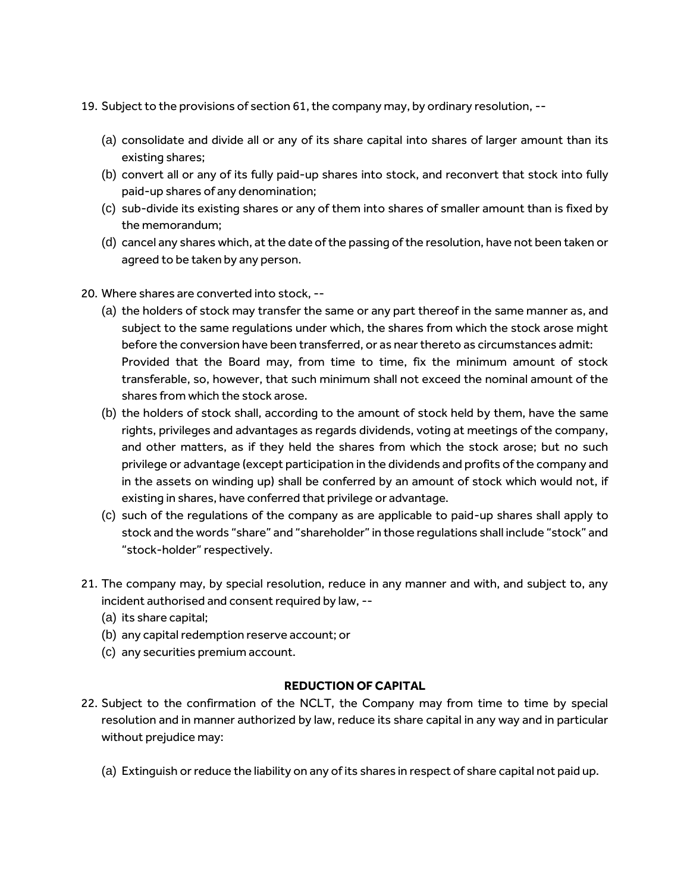19. Subject to the provisions of section 61, the company may, by ordinary resolution, --

    (a) consolidate and divide all or any of its share capital into shares of larger amount than its existing shares;
    (b) convert all or any of its fully paid-up shares into stock, and reconvert that stock into fully paid-up shares of any denomination;
    (c) sub-divide its existing shares or any of them into shares of smaller amount than is fixed by the memorandum;
    (d) cancel any shares which, at the date of the passing of the resolution, have not been taken or agreed to be taken by any person.

20. Where shares are converted into stock, --
    (a) the holders of stock may transfer the same or any part thereof in the same manner as, and subject to the same regulations under which, the shares from which the stock arose might before the conversion have been transferred, or as near thereto as circumstances admit:
    Provided that the Board may, from time to time, fix the minimum amount of stock transferable, so, however, that such minimum shall not exceed the nominal amount of the shares from which the stock arose.
    (b) the holders of stock shall, according to the amount of stock held by them, have the same rights, privileges and advantages as regards dividends, voting at meetings of the company, and other matters, as if they held the shares from which the stock arose; but no such privilege or advantage (except participation in the dividends and profits of the company and in the assets on winding up) shall be conferred by an amount of stock which would not, if existing in shares, have conferred that privilege or advantage.
    (c) such of the regulations of the company as are applicable to paid-up shares shall apply to stock and the words "share" and "shareholder" in those regulations shall include "stock" and "stock-holder" respectively.

21. The company may, by special resolution, reduce in any manner and with, and subject to, any incident authorised and consent required by law, --
    (a) its share capital;
    (b) any capital redemption reserve account; or
    (c) any securities premium account.

**REDUCTION OF CAPITAL**

22. Subject to the confirmation of the NCLT, the Company may from time to time by special resolution and in manner authorized by law, reduce its share capital in any way and in particular without prejudice may:

    (a) Extinguish or reduce the liability on any of its shares in respect of share capital not paid up.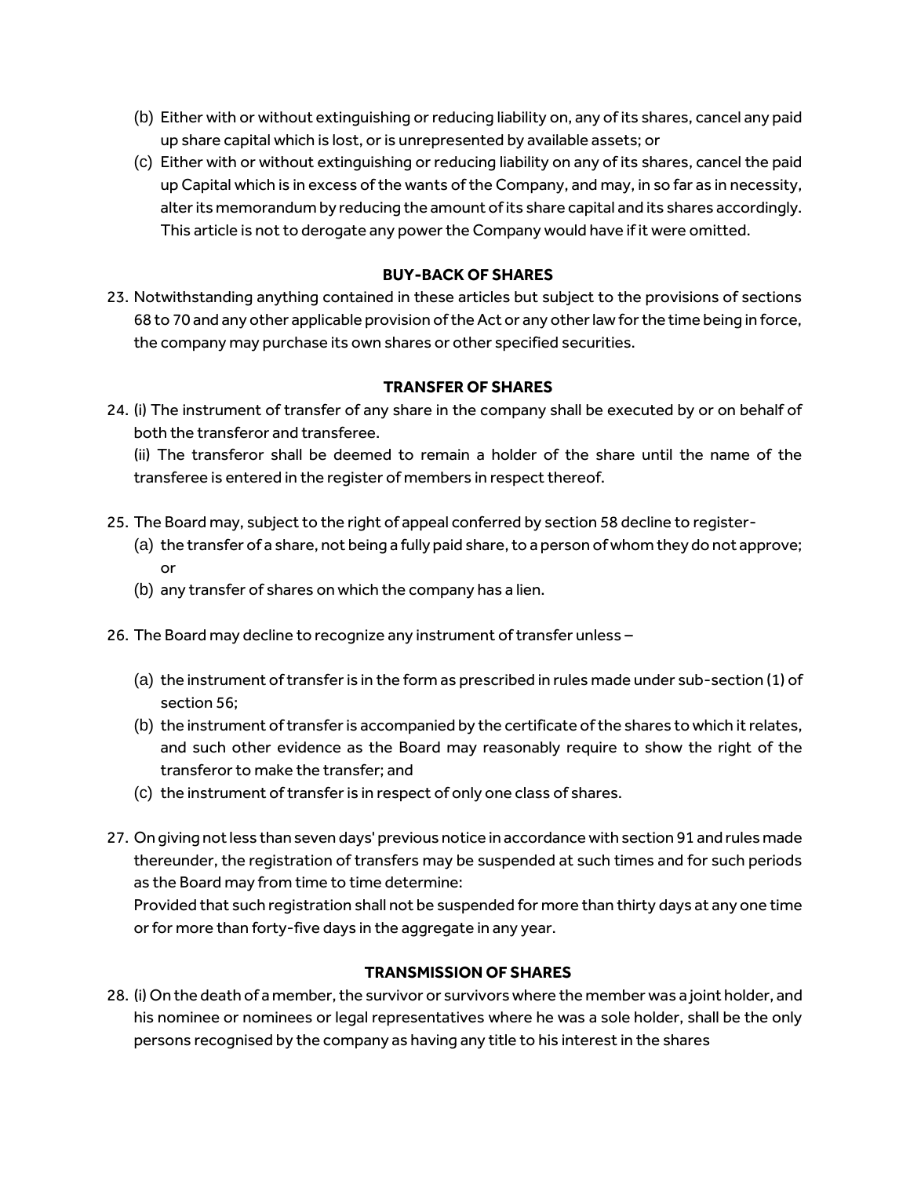(b) Either with or without extinguishing or reducing liability on, any of its shares, cancel any paid up share capital which is lost, or is unrepresented by available assets; or

(c) Either with or without extinguishing or reducing liability on any of its shares, cancel the paid up Capital which is in excess of the wants of the Company, and may, in so far as in necessity, alter its memorandum by reducing the amount of its share capital and its shares accordingly. This article is not to derogate any power the Company would have if it were omitted.

### BUY-BACK OF SHARES

23. Notwithstanding anything contained in these articles but subject to the provisions of sections 68 to 70 and any other applicable provision of the Act or any other law for the time being in force, the company may purchase its own shares or other specified securities.

### TRANSFER OF SHARES

24. (i) The instrument of transfer of any share in the company shall be executed by or on behalf of both the transferor and transferee.

    (ii) The transferor shall be deemed to remain a holder of the share until the name of the transferee is entered in the register of members in respect thereof.

25. The Board may, subject to the right of appeal conferred by section 58 decline to register-

    (a) the transfer of a share, not being a fully paid share, to a person of whom they do not approve; or

    (b) any transfer of shares on which the company has a lien.

26. The Board may decline to recognize any instrument of transfer unless –

    (a) the instrument of transfer is in the form as prescribed in rules made under sub-section (1) of section 56;

    (b) the instrument of transfer is accompanied by the certificate of the shares to which it relates, and such other evidence as the Board may reasonably require to show the right of the transferor to make the transfer; and

    (c) the instrument of transfer is in respect of only one class of shares.

27. On giving not less than seven days' previous notice in accordance with section 91 and rules made thereunder, the registration of transfers may be suspended at such times and for such periods as the Board may from time to time determine:

    Provided that such registration shall not be suspended for more than thirty days at any one time or for more than forty-five days in the aggregate in any year.

### TRANSMISSION OF SHARES

28. (i) On the death of a member, the survivor or survivors where the member was a joint holder, and his nominee or nominees or legal representatives where he was a sole holder, shall be the only persons recognised by the company as having any title to his interest in the shares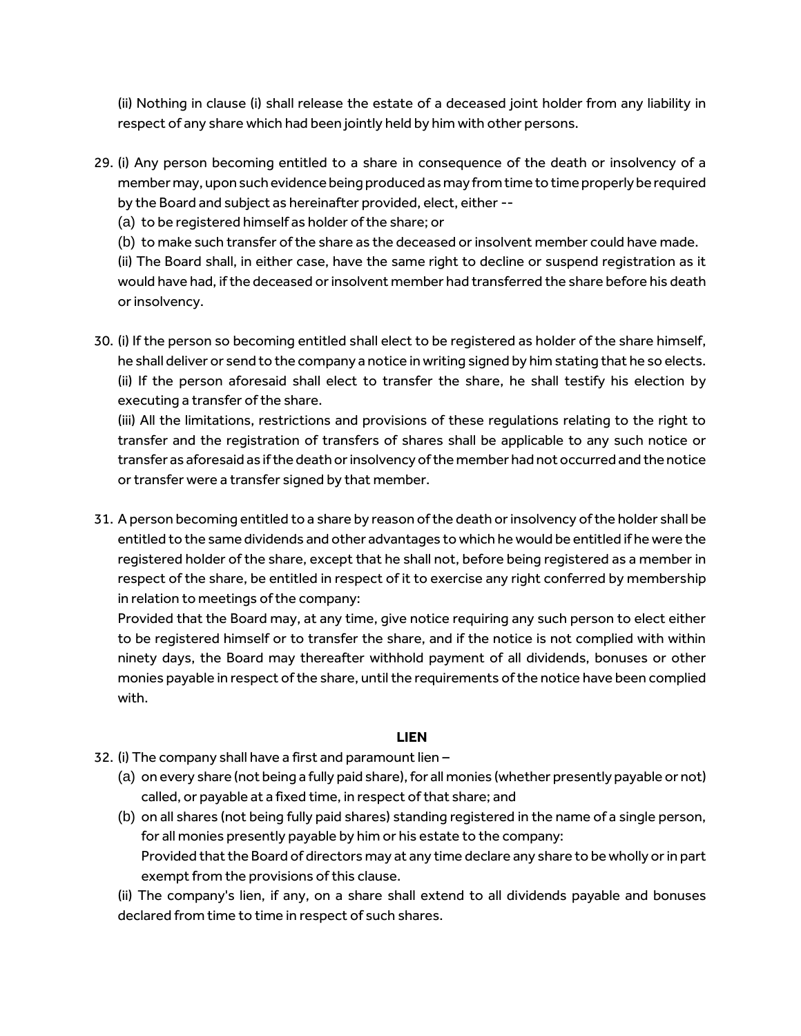(ii) Nothing in clause (i) shall release the estate of a deceased joint holder from any liability in respect of any share which had been jointly held by him with other persons.

29. (i) Any person becoming entitled to a share in consequence of the death or insolvency of a member may, upon such evidence being produced as may from time to time properly be required by the Board and subject as hereinafter provided, elect, either --
    (a) to be registered himself as holder of the share; or
    (b) to make such transfer of the share as the deceased or insolvent member could have made.

    (ii) The Board shall, in either case, have the same right to decline or suspend registration as it would have had, if the deceased or insolvent member had transferred the share before his death or insolvency.

30. (i) If the person so becoming entitled shall elect to be registered as holder of the share himself, he shall deliver or send to the company a notice in writing signed by him stating that he so elects.

    (ii) If the person aforesaid shall elect to transfer the share, he shall testify his election by executing a transfer of the share.

    (iii) All the limitations, restrictions and provisions of these regulations relating to the right to transfer and the registration of transfers of shares shall be applicable to any such notice or transfer as aforesaid as if the death or insolvency of the member had not occurred and the notice or transfer were a transfer signed by that member.

31. A person becoming entitled to a share by reason of the death or insolvency of the holder shall be entitled to the same dividends and other advantages to which he would be entitled if he were the registered holder of the share, except that he shall not, before being registered as a member in respect of the share, be entitled in respect of it to exercise any right conferred by membership in relation to meetings of the company:

    Provided that the Board may, at any time, give notice requiring any such person to elect either to be registered himself or to transfer the share, and if the notice is not complied with within ninety days, the Board may thereafter withhold payment of all dividends, bonuses or other monies payable in respect of the share, until the requirements of the notice have been complied with.

**LIEN**

32. (i) The company shall have a first and paramount lien –
    (a) on every share (not being a fully paid share), for all monies (whether presently payable or not) called, or payable at a fixed time, in respect of that share; and
    (b) on all shares (not being fully paid shares) standing registered in the name of a single person, for all monies presently payable by him or his estate to the company:
        Provided that the Board of directors may at any time declare any share to be wholly or in part exempt from the provisions of this clause.

    (ii) The company's lien, if any, on a share shall extend to all dividends payable and bonuses declared from time to time in respect of such shares.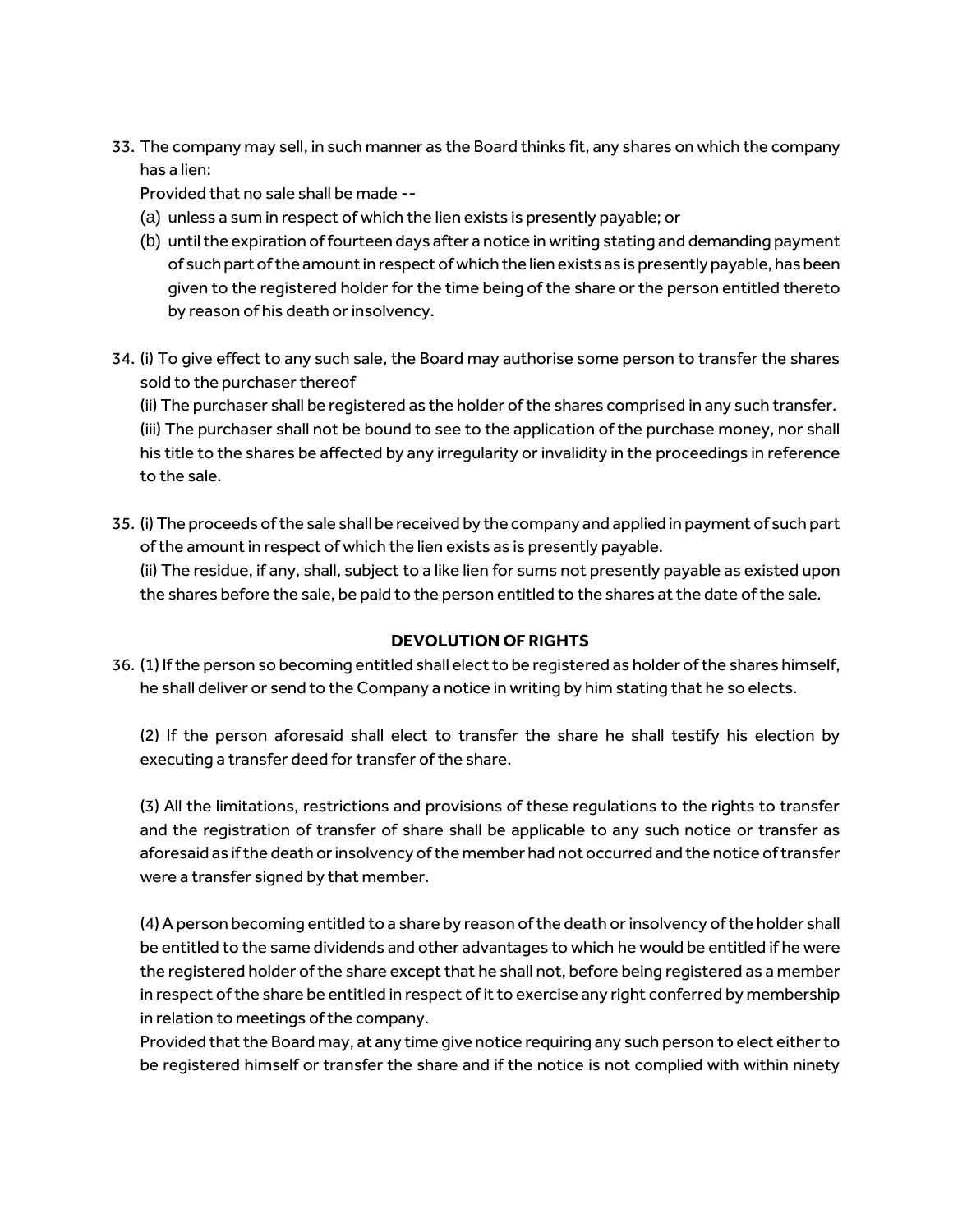33. The company may sell, in such manner as the Board thinks fit, any shares on which the company has a lien:

    Provided that no sale shall be made --

    (a) unless a sum in respect of which the lien exists is presently payable; or

    (b) until the expiration of fourteen days after a notice in writing stating and demanding payment of such part of the amount in respect of which the lien exists as is presently payable, has been given to the registered holder for the time being of the share or the person entitled thereto by reason of his death or insolvency.

34. (i) To give effect to any such sale, the Board may authorise some person to transfer the shares sold to the purchaser thereof

    (ii) The purchaser shall be registered as the holder of the shares comprised in any such transfer.

    (iii) The purchaser shall not be bound to see to the application of the purchase money, nor shall his title to the shares be affected by any irregularity or invalidity in the proceedings in reference to the sale.

35. (i) The proceeds of the sale shall be received by the company and applied in payment of such part of the amount in respect of which the lien exists as is presently payable.

    (ii) The residue, if any, shall, subject to a like lien for sums not presently payable as existed upon the shares before the sale, be paid to the person entitled to the shares at the date of the sale.

**DEVOLUTION OF RIGHTS**

36. (1) If the person so becoming entitled shall elect to be registered as holder of the shares himself, he shall deliver or send to the Company a notice in writing by him stating that he so elects.

    (2) If the person aforesaid shall elect to transfer the share he shall testify his election by executing a transfer deed for transfer of the share.

    (3) All the limitations, restrictions and provisions of these regulations to the rights to transfer and the registration of transfer of share shall be applicable to any such notice or transfer as aforesaid as if the death or insolvency of the member had not occurred and the notice of transfer were a transfer signed by that member.

    (4) A person becoming entitled to a share by reason of the death or insolvency of the holder shall be entitled to the same dividends and other advantages to which he would be entitled if he were the registered holder of the share except that he shall not, before being registered as a member in respect of the share be entitled in respect of it to exercise any right conferred by membership in relation to meetings of the company.

    Provided that the Board may, at any time give notice requiring any such person to elect either to be registered himself or transfer the share and if the notice is not complied with within ninety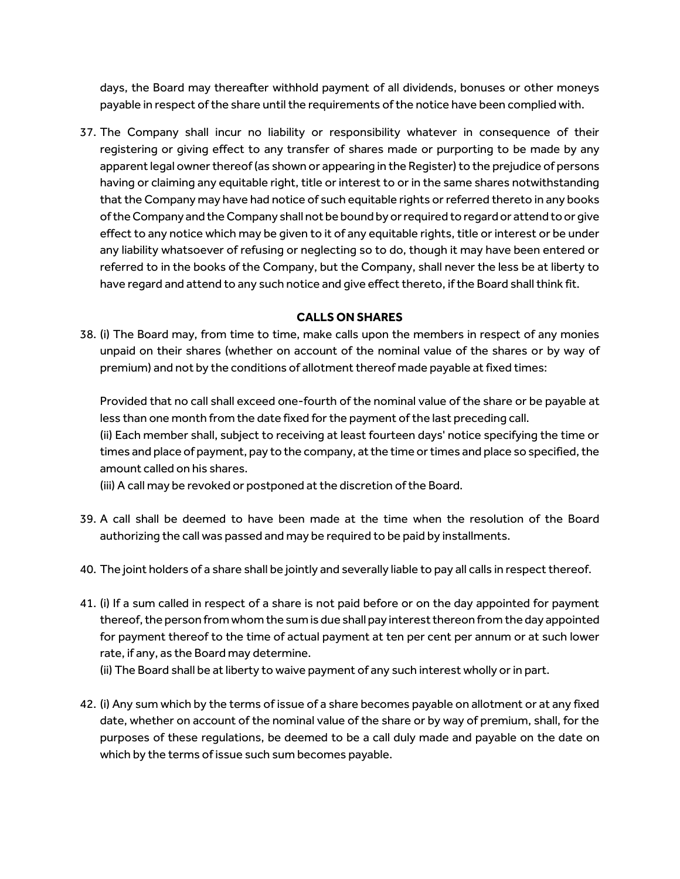days, the Board may thereafter withhold payment of all dividends, bonuses or other moneys payable in respect of the share until the requirements of the notice have been complied with.

37. The Company shall incur no liability or responsibility whatever in consequence of their registering or giving effect to any transfer of shares made or purporting to be made by any apparent legal owner thereof (as shown or appearing in the Register) to the prejudice of persons having or claiming any equitable right, title or interest to or in the same shares notwithstanding that the Company may have had notice of such equitable rights or referred thereto in any books of the Company and the Company shall not be bound by or required to regard or attend to or give effect to any notice which may be given to it of any equitable rights, title or interest or be under any liability whatsoever of refusing or neglecting so to do, though it may have been entered or referred to in the books of the Company, but the Company, shall never the less be at liberty to have regard and attend to any such notice and give effect thereto, if the Board shall think fit.

## CALLS ON SHARES

38. (i) The Board may, from time to time, make calls upon the members in respect of any monies unpaid on their shares (whether on account of the nominal value of the shares or by way of premium) and not by the conditions of allotment thereof made payable at fixed times:

    Provided that no call shall exceed one-fourth of the nominal value of the share or be payable at less than one month from the date fixed for the payment of the last preceding call.
    (ii) Each member shall, subject to receiving at least fourteen days' notice specifying the time or times and place of payment, pay to the company, at the time or times and place so specified, the amount called on his shares.
    (iii) A call may be revoked or postponed at the discretion of the Board.

39. A call shall be deemed to have been made at the time when the resolution of the Board authorizing the call was passed and may be required to be paid by installments.

40. The joint holders of a share shall be jointly and severally liable to pay all calls in respect thereof.

41. (i) If a sum called in respect of a share is not paid before or on the day appointed for payment thereof, the person from whom the sum is due shall pay interest thereon from the day appointed for payment thereof to the time of actual payment at ten per cent per annum or at such lower rate, if any, as the Board may determine.
    (ii) The Board shall be at liberty to waive payment of any such interest wholly or in part.

42. (i) Any sum which by the terms of issue of a share becomes payable on allotment or at any fixed date, whether on account of the nominal value of the share or by way of premium, shall, for the purposes of these regulations, be deemed to be a call duly made and payable on the date on which by the terms of issue such sum becomes payable.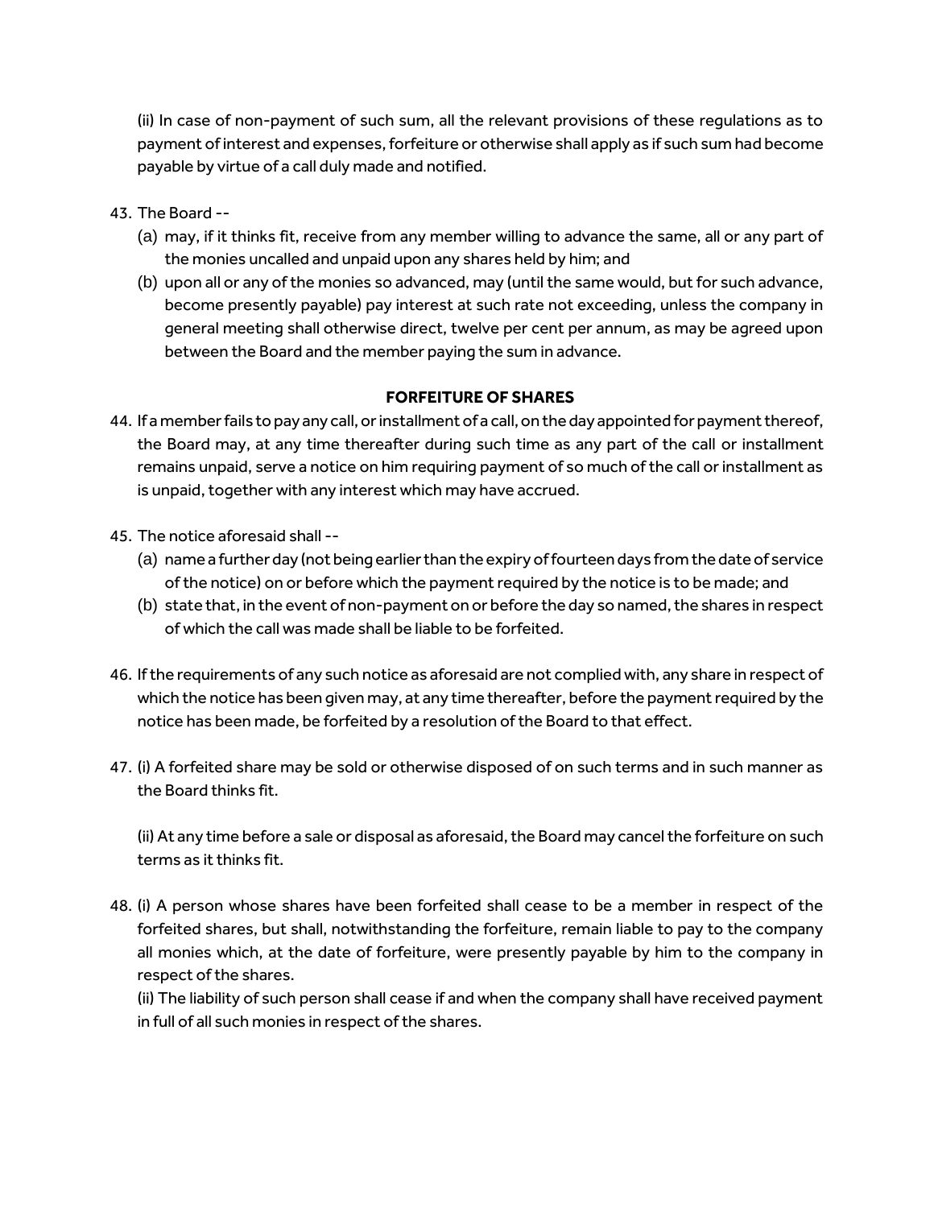(ii) In case of non-payment of such sum, all the relevant provisions of these regulations as to payment of interest and expenses, forfeiture or otherwise shall apply as if such sum had become payable by virtue of a call duly made and notified.

43. The Board --
    (a) may, if it thinks fit, receive from any member willing to advance the same, all or any part of the monies uncalled and unpaid upon any shares held by him; and
    (b) upon all or any of the monies so advanced, may (until the same would, but for such advance, become presently payable) pay interest at such rate not exceeding, unless the company in general meeting shall otherwise direct, twelve per cent per annum, as may be agreed upon between the Board and the member paying the sum in advance.

**FORFEITURE OF SHARES**

44. If a member fails to pay any call, or installment of a call, on the day appointed for payment thereof, the Board may, at any time thereafter during such time as any part of the call or installment remains unpaid, serve a notice on him requiring payment of so much of the call or installment as is unpaid, together with any interest which may have accrued.

45. The notice aforesaid shall --
    (a) name a further day (not being earlier than the expiry of fourteen days from the date of service of the notice) on or before which the payment required by the notice is to be made; and
    (b) state that, in the event of non-payment on or before the day so named, the shares in respect of which the call was made shall be liable to be forfeited.

46. If the requirements of any such notice as aforesaid are not complied with, any share in respect of which the notice has been given may, at any time thereafter, before the payment required by the notice has been made, be forfeited by a resolution of the Board to that effect.

47. (i) A forfeited share may be sold or otherwise disposed of on such terms and in such manner as the Board thinks fit.

    (ii) At any time before a sale or disposal as aforesaid, the Board may cancel the forfeiture on such terms as it thinks fit.

48. (i) A person whose shares have been forfeited shall cease to be a member in respect of the forfeited shares, but shall, notwithstanding the forfeiture, remain liable to pay to the company all monies which, at the date of forfeiture, were presently payable by him to the company in respect of the shares.

    (ii) The liability of such person shall cease if and when the company shall have received payment in full of all such monies in respect of the shares.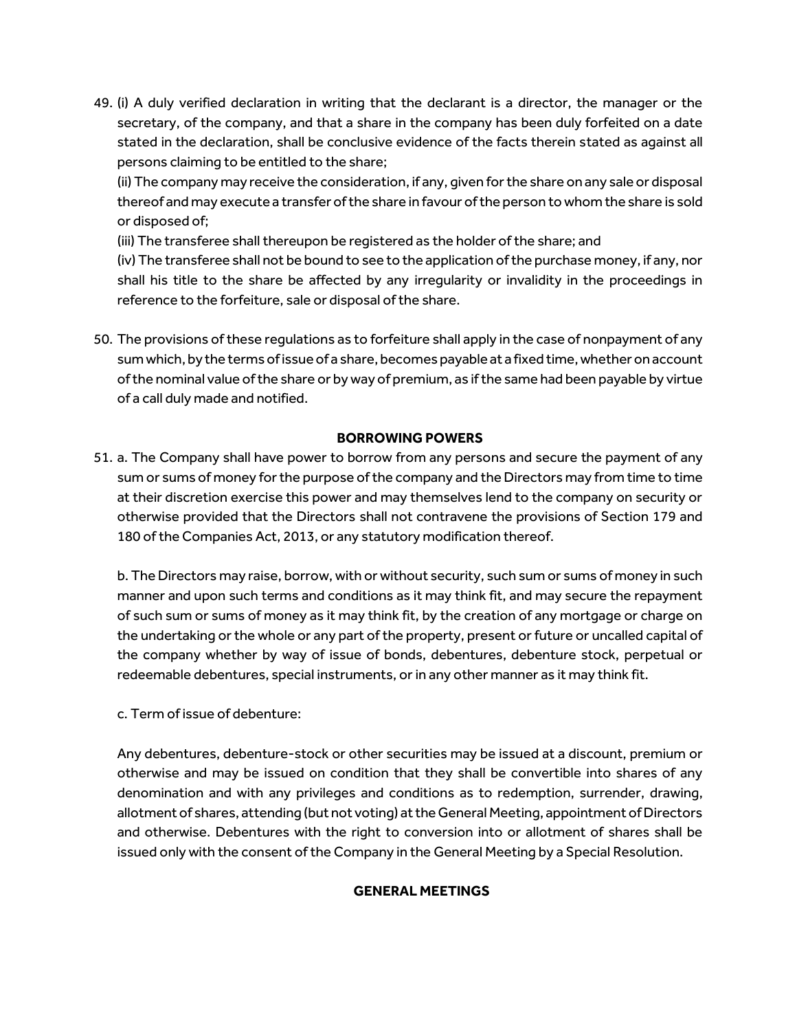49. (i) A duly verified declaration in writing that the declarant is a director, the manager or the secretary, of the company, and that a share in the company has been duly forfeited on a date stated in the declaration, shall be conclusive evidence of the facts therein stated as against all persons claiming to be entitled to the share;

    (ii) The company may receive the consideration, if any, given for the share on any sale or disposal thereof and may execute a transfer of the share in favour of the person to whom the share is sold or disposed of;

    (iii) The transferee shall thereupon be registered as the holder of the share; and

    (iv) The transferee shall not be bound to see to the application of the purchase money, if any, nor shall his title to the share be affected by any irregularity or invalidity in the proceedings in reference to the forfeiture, sale or disposal of the share.

50. The provisions of these regulations as to forfeiture shall apply in the case of nonpayment of any sum which, by the terms of issue of a share, becomes payable at a fixed time, whether on account of the nominal value of the share or by way of premium, as if the same had been payable by virtue of a call duly made and notified.

## BORROWING POWERS

51. a. The Company shall have power to borrow from any persons and secure the payment of any sum or sums of money for the purpose of the company and the Directors may from time to time at their discretion exercise this power and may themselves lend to the company on security or otherwise provided that the Directors shall not contravene the provisions of Section 179 and 180 of the Companies Act, 2013, or any statutory modification thereof.

    b. The Directors may raise, borrow, with or without security, such sum or sums of money in such manner and upon such terms and conditions as it may think fit, and may secure the repayment of such sum or sums of money as it may think fit, by the creation of any mortgage or charge on the undertaking or the whole or any part of the property, present or future or uncalled capital of the company whether by way of issue of bonds, debentures, debenture stock, perpetual or redeemable debentures, special instruments, or in any other manner as it may think fit.

    c. Term of issue of debenture:

    Any debentures, debenture-stock or other securities may be issued at a discount, premium or otherwise and may be issued on condition that they shall be convertible into shares of any denomination and with any privileges and conditions as to redemption, surrender, drawing, allotment of shares, attending (but not voting) at the General Meeting, appointment of Directors and otherwise. Debentures with the right to conversion into or allotment of shares shall be issued only with the consent of the Company in the General Meeting by a Special Resolution.

## GENERAL MEETINGS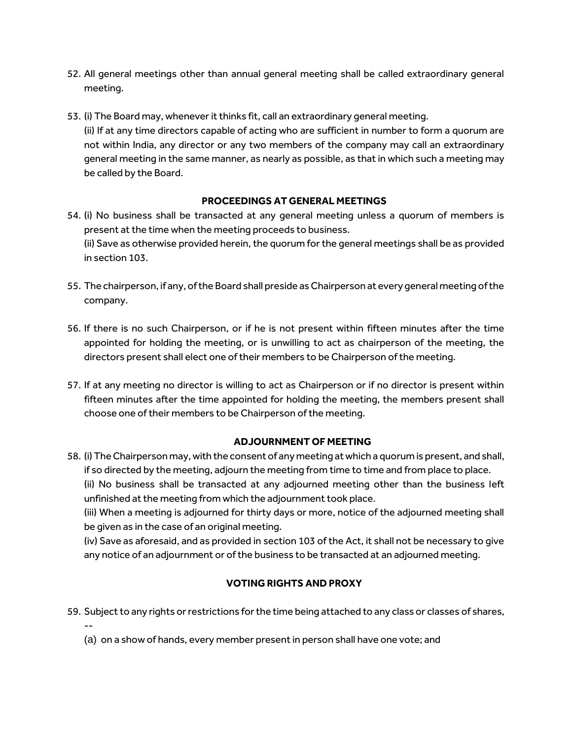52. All general meetings other than annual general meeting shall be called extraordinary general meeting.

53. (i) The Board may, whenever it thinks fit, call an extraordinary general meeting.
    (ii) If at any time directors capable of acting who are sufficient in number to form a quorum are not within India, any director or any two members of the company may call an extraordinary general meeting in the same manner, as nearly as possible, as that in which such a meeting may be called by the Board.

**PROCEEDINGS AT GENERAL MEETINGS**

54. (i) No business shall be transacted at any general meeting unless a quorum of members is present at the time when the meeting proceeds to business.
    (ii) Save as otherwise provided herein, the quorum for the general meetings shall be as provided in section 103.

55. The chairperson, if any, of the Board shall preside as Chairperson at every general meeting of the company.

56. If there is no such Chairperson, or if he is not present within fifteen minutes after the time appointed for holding the meeting, or is unwilling to act as chairperson of the meeting, the directors present shall elect one of their members to be Chairperson of the meeting.

57. If at any meeting no director is willing to act as Chairperson or if no director is present within fifteen minutes after the time appointed for holding the meeting, the members present shall choose one of their members to be Chairperson of the meeting.

**ADJOURNMENT OF MEETING**

58. (i) The Chairperson may, with the consent of any meeting at which a quorum is present, and shall, if so directed by the meeting, adjourn the meeting from time to time and from place to place.
    (ii) No business shall be transacted at any adjourned meeting other than the business left unfinished at the meeting from which the adjournment took place.
    (iii) When a meeting is adjourned for thirty days or more, notice of the adjourned meeting shall be given as in the case of an original meeting.
    (iv) Save as aforesaid, and as provided in section 103 of the Act, it shall not be necessary to give any notice of an adjournment or of the business to be transacted at an adjourned meeting.

**VOTING RIGHTS AND PROXY**

59. Subject to any rights or restrictions for the time being attached to any class or classes of shares, --
    (a) on a show of hands, every member present in person shall have one vote; and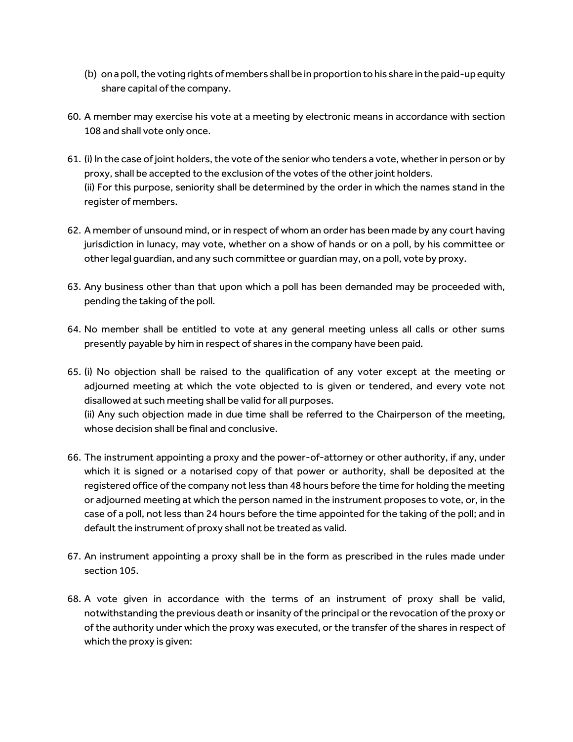(b) on a poll, the voting rights of members shall be in proportion to his share in the paid-up equity share capital of the company.

60. A member may exercise his vote at a meeting by electronic means in accordance with section 108 and shall vote only once.

61. (i) In the case of joint holders, the vote of the senior who tenders a vote, whether in person or by proxy, shall be accepted to the exclusion of the votes of the other joint holders.
    (ii) For this purpose, seniority shall be determined by the order in which the names stand in the register of members.

62. A member of unsound mind, or in respect of whom an order has been made by any court having jurisdiction in lunacy, may vote, whether on a show of hands or on a poll, by his committee or other legal guardian, and any such committee or guardian may, on a poll, vote by proxy.

63. Any business other than that upon which a poll has been demanded may be proceeded with, pending the taking of the poll.

64. No member shall be entitled to vote at any general meeting unless all calls or other sums presently payable by him in respect of shares in the company have been paid.

65. (i) No objection shall be raised to the qualification of any voter except at the meeting or adjourned meeting at which the vote objected to is given or tendered, and every vote not disallowed at such meeting shall be valid for all purposes.
    (ii) Any such objection made in due time shall be referred to the Chairperson of the meeting, whose decision shall be final and conclusive.

66. The instrument appointing a proxy and the power-of-attorney or other authority, if any, under which it is signed or a notarised copy of that power or authority, shall be deposited at the registered office of the company not less than 48 hours before the time for holding the meeting or adjourned meeting at which the person named in the instrument proposes to vote, or, in the case of a poll, not less than 24 hours before the time appointed for the taking of the poll; and in default the instrument of proxy shall not be treated as valid.

67. An instrument appointing a proxy shall be in the form as prescribed in the rules made under section 105.

68. A vote given in accordance with the terms of an instrument of proxy shall be valid, notwithstanding the previous death or insanity of the principal or the revocation of the proxy or of the authority under which the proxy was executed, or the transfer of the shares in respect of which the proxy is given: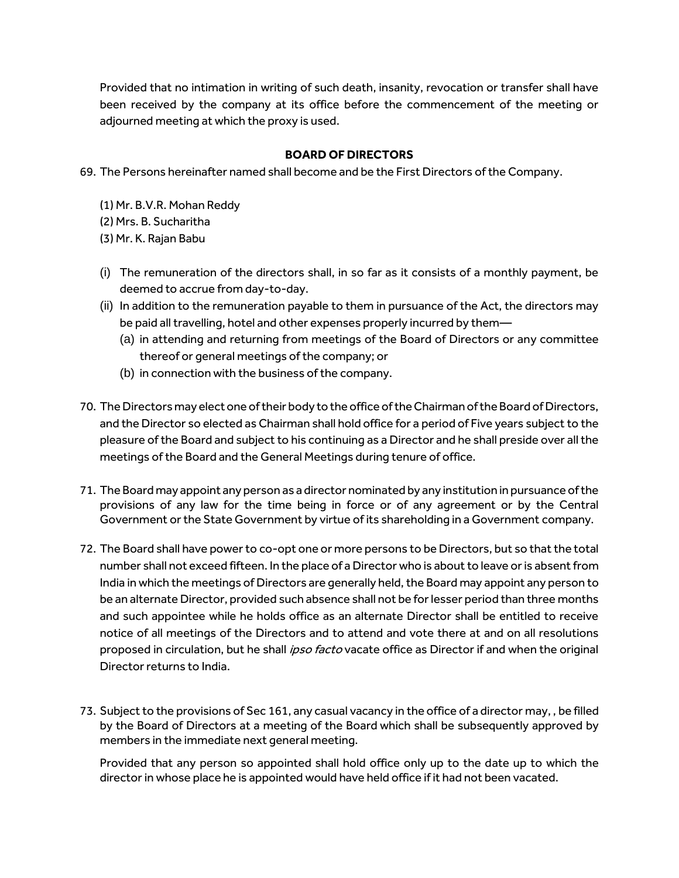Provided that no intimation in writing of such death, insanity, revocation or transfer shall have been received by the company at its office before the commencement of the meeting or adjourned meeting at which the proxy is used.

## BOARD OF DIRECTORS

69. The Persons hereinafter named shall become and be the First Directors of the Company.

    (1) Mr. B.V.R. Mohan Reddy
    (2) Mrs. B. Sucharitha
    (3) Mr. K. Rajan Babu

    (i) The remuneration of the directors shall, in so far as it consists of a monthly payment, be deemed to accrue from day-to-day.
    (ii) In addition to the remuneration payable to them in pursuance of the Act, the directors may be paid all travelling, hotel and other expenses properly incurred by them—
        (a) in attending and returning from meetings of the Board of Directors or any committee thereof or general meetings of the company; or
        (b) in connection with the business of the company.

70. The Directors may elect one of their body to the office of the Chairman of the Board of Directors, and the Director so elected as Chairman shall hold office for a period of Five years subject to the pleasure of the Board and subject to his continuing as a Director and he shall preside over all the meetings of the Board and the General Meetings during tenure of office.

71. The Board may appoint any person as a director nominated by any institution in pursuance of the provisions of any law for the time being in force or of any agreement or by the Central Government or the State Government by virtue of its shareholding in a Government company.

72. The Board shall have power to co-opt one or more persons to be Directors, but so that the total number shall not exceed fifteen. In the place of a Director who is about to leave or is absent from India in which the meetings of Directors are generally held, the Board may appoint any person to be an alternate Director, provided such absence shall not be for lesser period than three months and such appointee while he holds office as an alternate Director shall be entitled to receive notice of all meetings of the Directors and to attend and vote there at and on all resolutions proposed in circulation, but he shall *ipso facto* vacate office as Director if and when the original Director returns to India.

73. Subject to the provisions of Sec 161, any casual vacancy in the office of a director may, , be filled by the Board of Directors at a meeting of the Board which shall be subsequently approved by members in the immediate next general meeting.

    Provided that any person so appointed shall hold office only up to the date up to which the director in whose place he is appointed would have held office if it had not been vacated.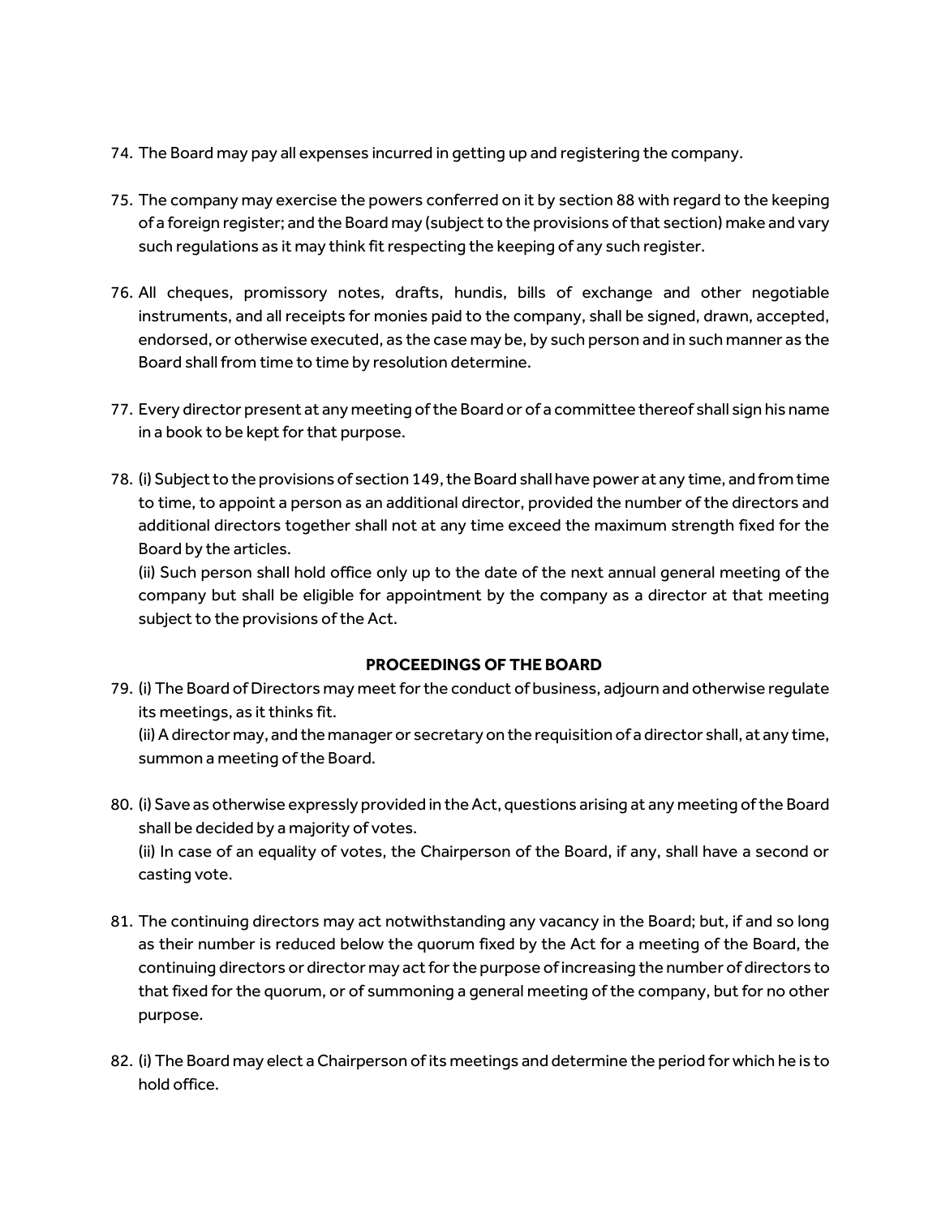74. The Board may pay all expenses incurred in getting up and registering the company.

75. The company may exercise the powers conferred on it by section 88 with regard to the keeping of a foreign register; and the Board may (subject to the provisions of that section) make and vary such regulations as it may think fit respecting the keeping of any such register.

76. All cheques, promissory notes, drafts, hundis, bills of exchange and other negotiable instruments, and all receipts for monies paid to the company, shall be signed, drawn, accepted, endorsed, or otherwise executed, as the case may be, by such person and in such manner as the Board shall from time to time by resolution determine.

77. Every director present at any meeting of the Board or of a committee thereof shall sign his name in a book to be kept for that purpose.

78. (i) Subject to the provisions of section 149, the Board shall have power at any time, and from time to time, to appoint a person as an additional director, provided the number of the directors and additional directors together shall not at any time exceed the maximum strength fixed for the Board by the articles.
    (ii) Such person shall hold office only up to the date of the next annual general meeting of the company but shall be eligible for appointment by the company as a director at that meeting subject to the provisions of the Act.

**PROCEEDINGS OF THE BOARD**

79. (i) The Board of Directors may meet for the conduct of business, adjourn and otherwise regulate its meetings, as it thinks fit.
    (ii) A director may, and the manager or secretary on the requisition of a director shall, at any time, summon a meeting of the Board.

80. (i) Save as otherwise expressly provided in the Act, questions arising at any meeting of the Board shall be decided by a majority of votes.
    (ii) In case of an equality of votes, the Chairperson of the Board, if any, shall have a second or casting vote.

81. The continuing directors may act notwithstanding any vacancy in the Board; but, if and so long as their number is reduced below the quorum fixed by the Act for a meeting of the Board, the continuing directors or director may act for the purpose of increasing the number of directors to that fixed for the quorum, or of summoning a general meeting of the company, but for no other purpose.

82. (i) The Board may elect a Chairperson of its meetings and determine the period for which he is to hold office.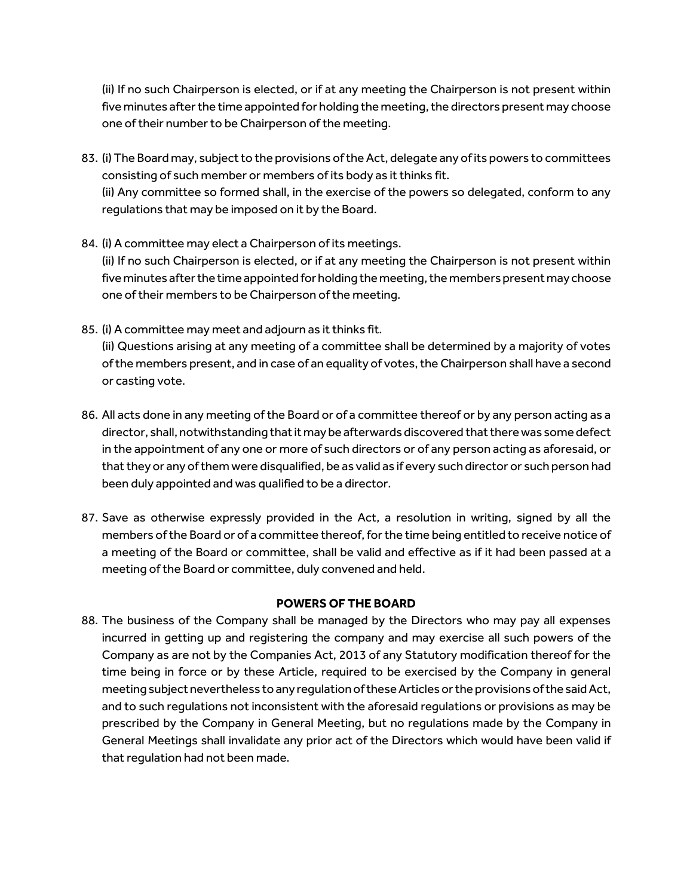(ii) If no such Chairperson is elected, or if at any meeting the Chairperson is not present within five minutes after the time appointed for holding the meeting, the directors present may choose one of their number to be Chairperson of the meeting.

83. (i) The Board may, subject to the provisions of the Act, delegate any of its powers to committees consisting of such member or members of its body as it thinks fit.
(ii) Any committee so formed shall, in the exercise of the powers so delegated, conform to any regulations that may be imposed on it by the Board.

84. (i) A committee may elect a Chairperson of its meetings.
(ii) If no such Chairperson is elected, or if at any meeting the Chairperson is not present within five minutes after the time appointed for holding the meeting, the members present may choose one of their members to be Chairperson of the meeting.

85. (i) A committee may meet and adjourn as it thinks fit.
(ii) Questions arising at any meeting of a committee shall be determined by a majority of votes of the members present, and in case of an equality of votes, the Chairperson shall have a second or casting vote.

86. All acts done in any meeting of the Board or of a committee thereof or by any person acting as a director, shall, notwithstanding that it may be afterwards discovered that there was some defect in the appointment of any one or more of such directors or of any person acting as aforesaid, or that they or any of them were disqualified, be as valid as if every such director or such person had been duly appointed and was qualified to be a director.

87. Save as otherwise expressly provided in the Act, a resolution in writing, signed by all the members of the Board or of a committee thereof, for the time being entitled to receive notice of a meeting of the Board or committee, shall be valid and effective as if it had been passed at a meeting of the Board or committee, duly convened and held.

## POWERS OF THE BOARD

88. The business of the Company shall be managed by the Directors who may pay all expenses incurred in getting up and registering the company and may exercise all such powers of the Company as are not by the Companies Act, 2013 of any Statutory modification thereof for the time being in force or by these Article, required to be exercised by the Company in general meeting subject nevertheless to any regulation of these Articles or the provisions of the said Act, and to such regulations not inconsistent with the aforesaid regulations or provisions as may be prescribed by the Company in General Meeting, but no regulations made by the Company in General Meetings shall invalidate any prior act of the Directors which would have been valid if that regulation had not been made.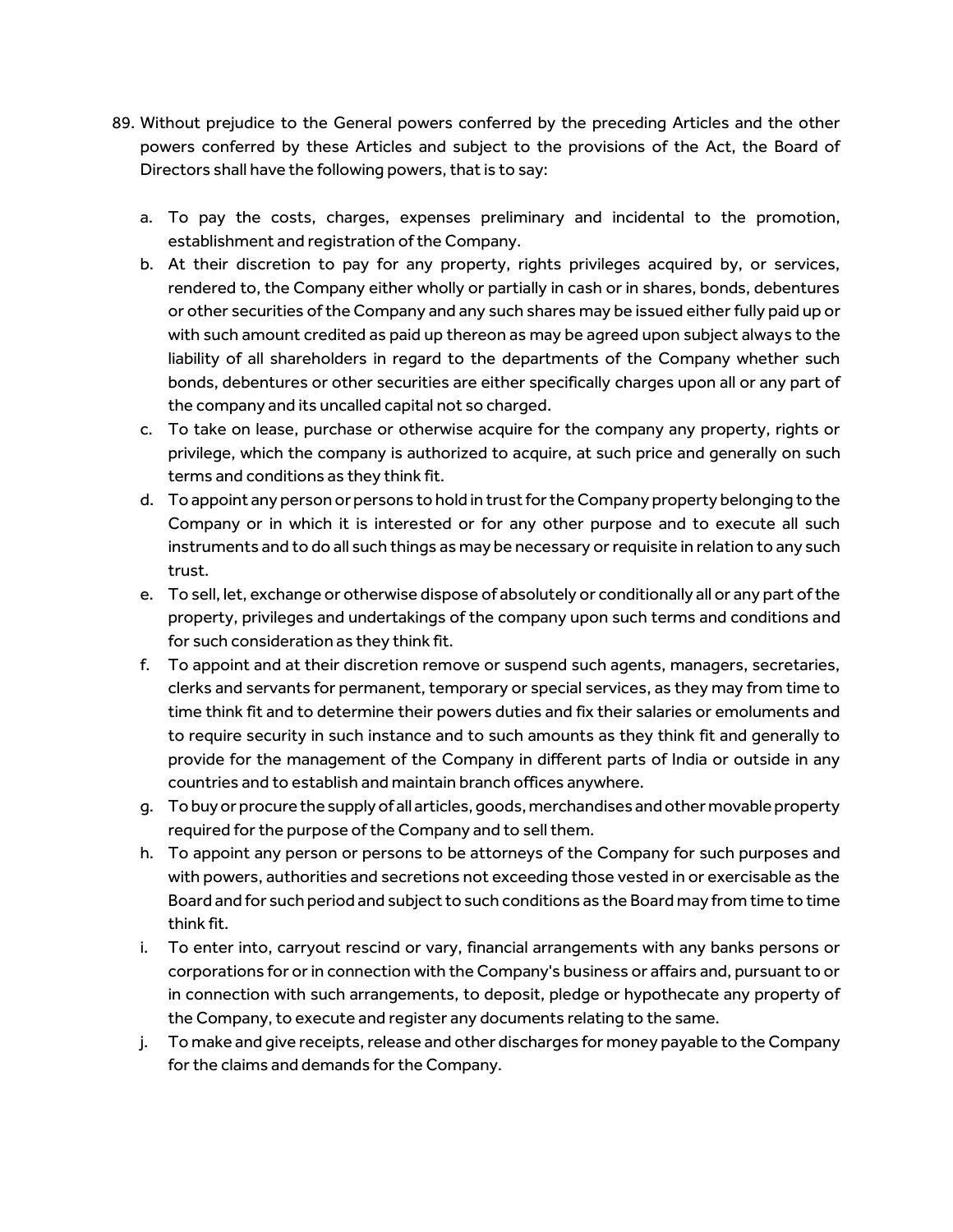89. Without prejudice to the General powers conferred by the preceding Articles and the other powers conferred by these Articles and subject to the provisions of the Act, the Board of Directors shall have the following powers, that is to say:

   a. To pay the costs, charges, expenses preliminary and incidental to the promotion, establishment and registration of the Company.
   b. At their discretion to pay for any property, rights privileges acquired by, or services, rendered to, the Company either wholly or partially in cash or in shares, bonds, debentures or other securities of the Company and any such shares may be issued either fully paid up or with such amount credited as paid up thereon as may be agreed upon subject always to the liability of all shareholders in regard to the departments of the Company whether such bonds, debentures or other securities are either specifically charges upon all or any part of the company and its uncalled capital not so charged.
   c. To take on lease, purchase or otherwise acquire for the company any property, rights or privilege, which the company is authorized to acquire, at such price and generally on such terms and conditions as they think fit.
   d. To appoint any person or persons to hold in trust for the Company property belonging to the Company or in which it is interested or for any other purpose and to execute all such instruments and to do all such things as may be necessary or requisite in relation to any such trust.
   e. To sell, let, exchange or otherwise dispose of absolutely or conditionally all or any part of the property, privileges and undertakings of the company upon such terms and conditions and for such consideration as they think fit.
   f. To appoint and at their discretion remove or suspend such agents, managers, secretaries, clerks and servants for permanent, temporary or special services, as they may from time to time think fit and to determine their powers duties and fix their salaries or emoluments and to require security in such instance and to such amounts as they think fit and generally to provide for the management of the Company in different parts of India or outside in any countries and to establish and maintain branch offices anywhere.
   g. To buy or procure the supply of all articles, goods, merchandises and other movable property required for the purpose of the Company and to sell them.
   h. To appoint any person or persons to be attorneys of the Company for such purposes and with powers, authorities and secretions not exceeding those vested in or exercisable as the Board and for such period and subject to such conditions as the Board may from time to time think fit.
   i. To enter into, carryout rescind or vary, financial arrangements with any banks persons or corporations for or in connection with the Company's business or affairs and, pursuant to or in connection with such arrangements, to deposit, pledge or hypothecate any property of the Company, to execute and register any documents relating to the same.
   j. To make and give receipts, release and other discharges for money payable to the Company for the claims and demands for the Company.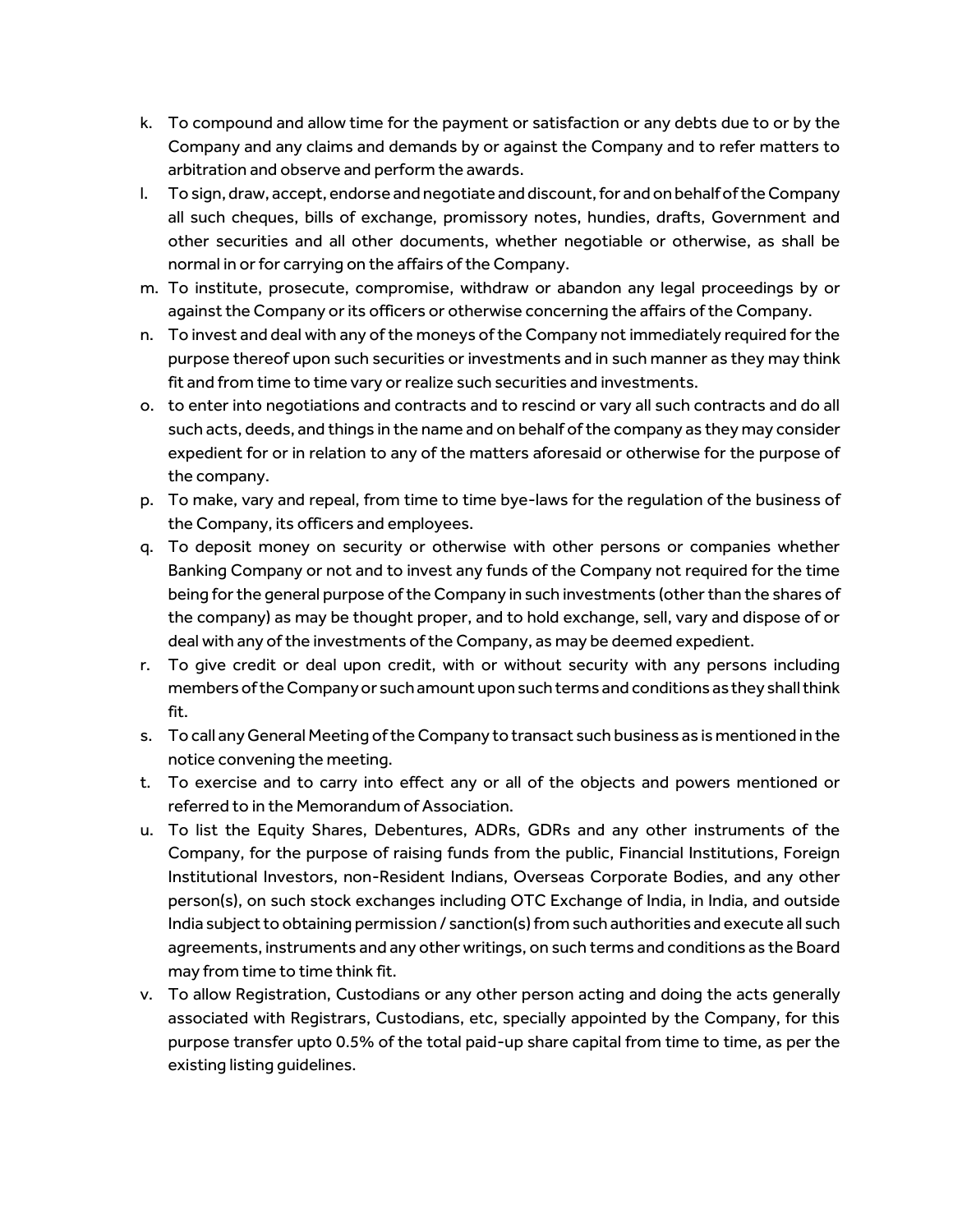k. To compound and allow time for the payment or satisfaction or any debts due to or by the Company and any claims and demands by or against the Company and to refer matters to arbitration and observe and perform the awards.

l. To sign, draw, accept, endorse and negotiate and discount, for and on behalf of the Company all such cheques, bills of exchange, promissory notes, hundies, drafts, Government and other securities and all other documents, whether negotiable or otherwise, as shall be normal in or for carrying on the affairs of the Company.

m. To institute, prosecute, compromise, withdraw or abandon any legal proceedings by or against the Company or its officers or otherwise concerning the affairs of the Company.

n. To invest and deal with any of the moneys of the Company not immediately required for the purpose thereof upon such securities or investments and in such manner as they may think fit and from time to time vary or realize such securities and investments.

o. to enter into negotiations and contracts and to rescind or vary all such contracts and do all such acts, deeds, and things in the name and on behalf of the company as they may consider expedient for or in relation to any of the matters aforesaid or otherwise for the purpose of the company.

p. To make, vary and repeal, from time to time bye-laws for the regulation of the business of the Company, its officers and employees.

q. To deposit money on security or otherwise with other persons or companies whether Banking Company or not and to invest any funds of the Company not required for the time being for the general purpose of the Company in such investments (other than the shares of the company) as may be thought proper, and to hold exchange, sell, vary and dispose of or deal with any of the investments of the Company, as may be deemed expedient.

r. To give credit or deal upon credit, with or without security with any persons including members of the Company or such amount upon such terms and conditions as they shall think fit.

s. To call any General Meeting of the Company to transact such business as is mentioned in the notice convening the meeting.

t. To exercise and to carry into effect any or all of the objects and powers mentioned or referred to in the Memorandum of Association.

u. To list the Equity Shares, Debentures, ADRs, GDRs and any other instruments of the Company, for the purpose of raising funds from the public, Financial Institutions, Foreign Institutional Investors, non-Resident Indians, Overseas Corporate Bodies, and any other person(s), on such stock exchanges including OTC Exchange of India, in India, and outside India subject to obtaining permission / sanction(s) from such authorities and execute all such agreements, instruments and any other writings, on such terms and conditions as the Board may from time to time think fit.

v. To allow Registration, Custodians or any other person acting and doing the acts generally associated with Registrars, Custodians, etc, specially appointed by the Company, for this purpose transfer upto 0.5% of the total paid-up share capital from time to time, as per the existing listing guidelines.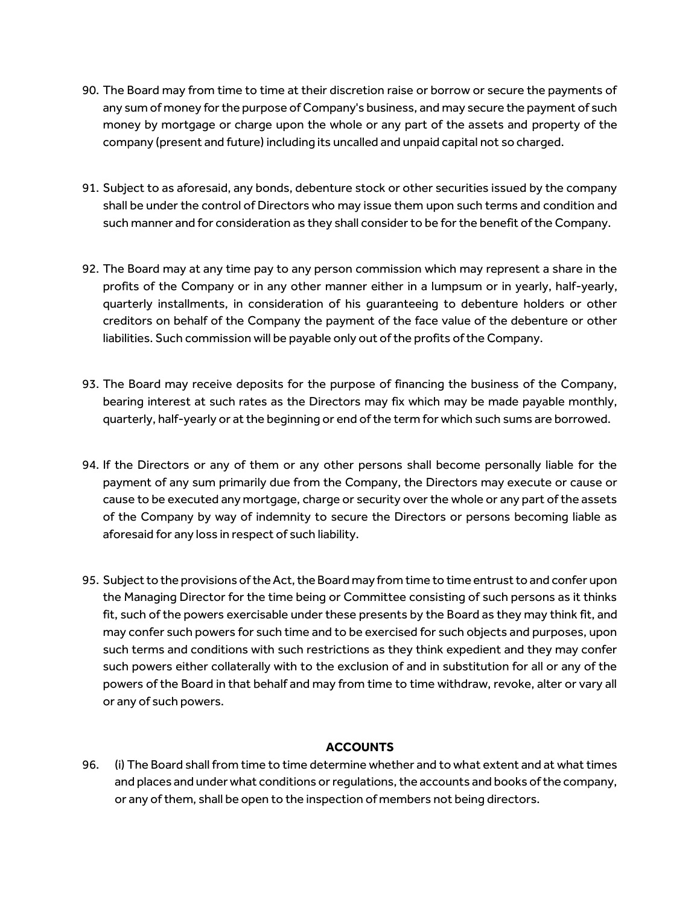90. The Board may from time to time at their discretion raise or borrow or secure the payments of any sum of money for the purpose of Company's business, and may secure the payment of such money by mortgage or charge upon the whole or any part of the assets and property of the company (present and future) including its uncalled and unpaid capital not so charged.

91. Subject to as aforesaid, any bonds, debenture stock or other securities issued by the company shall be under the control of Directors who may issue them upon such terms and condition and such manner and for consideration as they shall consider to be for the benefit of the Company.

92. The Board may at any time pay to any person commission which may represent a share in the profits of the Company or in any other manner either in a lumpsum or in yearly, half-yearly, quarterly installments, in consideration of his guaranteeing to debenture holders or other creditors on behalf of the Company the payment of the face value of the debenture or other liabilities. Such commission will be payable only out of the profits of the Company.

93. The Board may receive deposits for the purpose of financing the business of the Company, bearing interest at such rates as the Directors may fix which may be made payable monthly, quarterly, half-yearly or at the beginning or end of the term for which such sums are borrowed.

94. If the Directors or any of them or any other persons shall become personally liable for the payment of any sum primarily due from the Company, the Directors may execute or cause or cause to be executed any mortgage, charge or security over the whole or any part of the assets of the Company by way of indemnity to secure the Directors or persons becoming liable as aforesaid for any loss in respect of such liability.

95. Subject to the provisions of the Act, the Board may from time to time entrust to and confer upon the Managing Director for the time being or Committee consisting of such persons as it thinks fit, such of the powers exercisable under these presents by the Board as they may think fit, and may confer such powers for such time and to be exercised for such objects and purposes, upon such terms and conditions with such restrictions as they think expedient and they may confer such powers either collaterally with to the exclusion of and in substitution for all or any of the powers of the Board in that behalf and may from time to time withdraw, revoke, alter or vary all or any of such powers.

**ACCOUNTS**

96. (i) The Board shall from time to time determine whether and to what extent and at what times and places and under what conditions or regulations, the accounts and books of the company, or any of them, shall be open to the inspection of members not being directors.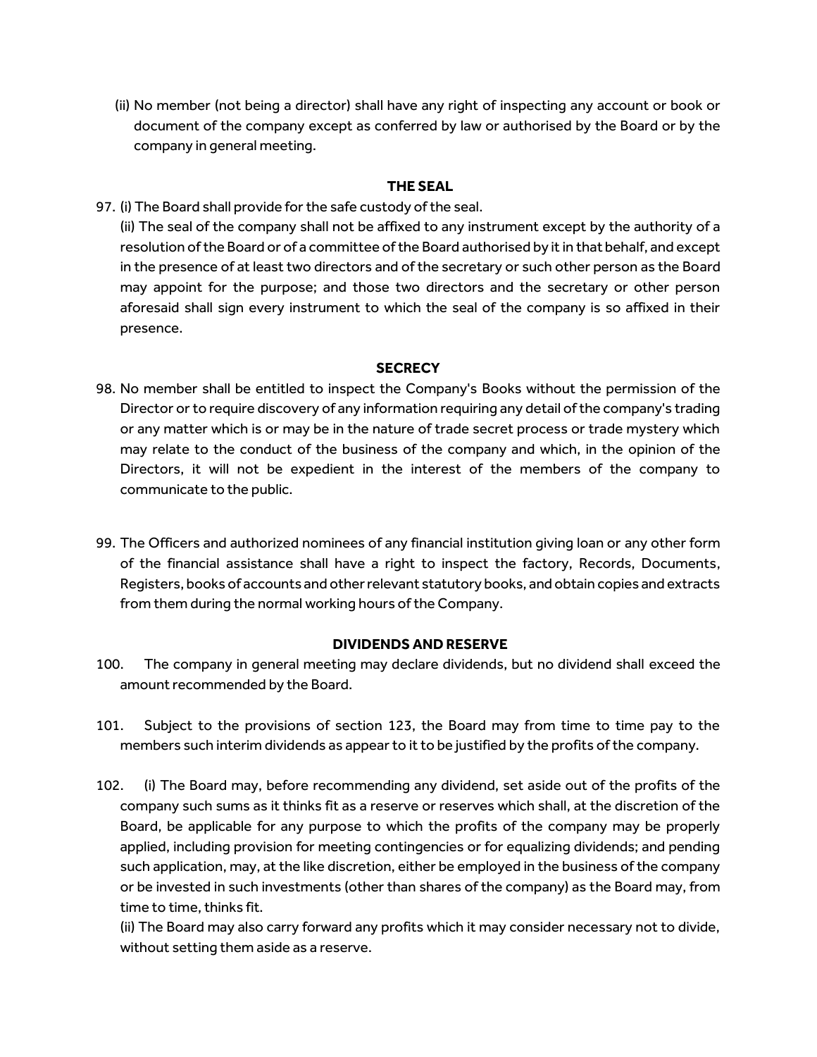(ii) No member (not being a director) shall have any right of inspecting any account or book or document of the company except as conferred by law or authorised by the Board or by the company in general meeting.

## THE SEAL

97. (i) The Board shall provide for the safe custody of the seal.
(ii) The seal of the company shall not be affixed to any instrument except by the authority of a resolution of the Board or of a committee of the Board authorised by it in that behalf, and except in the presence of at least two directors and of the secretary or such other person as the Board may appoint for the purpose; and those two directors and the secretary or other person aforesaid shall sign every instrument to which the seal of the company is so affixed in their presence.

## SECRECY

98. No member shall be entitled to inspect the Company's Books without the permission of the Director or to require discovery of any information requiring any detail of the company's trading or any matter which is or may be in the nature of trade secret process or trade mystery which may relate to the conduct of the business of the company and which, in the opinion of the Directors, it will not be expedient in the interest of the members of the company to communicate to the public.

99. The Officers and authorized nominees of any financial institution giving loan or any other form of the financial assistance shall have a right to inspect the factory, Records, Documents, Registers, books of accounts and other relevant statutory books, and obtain copies and extracts from them during the normal working hours of the Company.

## DIVIDENDS AND RESERVE

100. The company in general meeting may declare dividends, but no dividend shall exceed the amount recommended by the Board.

101. Subject to the provisions of section 123, the Board may from time to time pay to the members such interim dividends as appear to it to be justified by the profits of the company.

102. (i) The Board may, before recommending any dividend, set aside out of the profits of the company such sums as it thinks fit as a reserve or reserves which shall, at the discretion of the Board, be applicable for any purpose to which the profits of the company may be properly applied, including provision for meeting contingencies or for equalizing dividends; and pending such application, may, at the like discretion, either be employed in the business of the company or be invested in such investments (other than shares of the company) as the Board may, from time to time, thinks fit.
(ii) The Board may also carry forward any profits which it may consider necessary not to divide, without setting them aside as a reserve.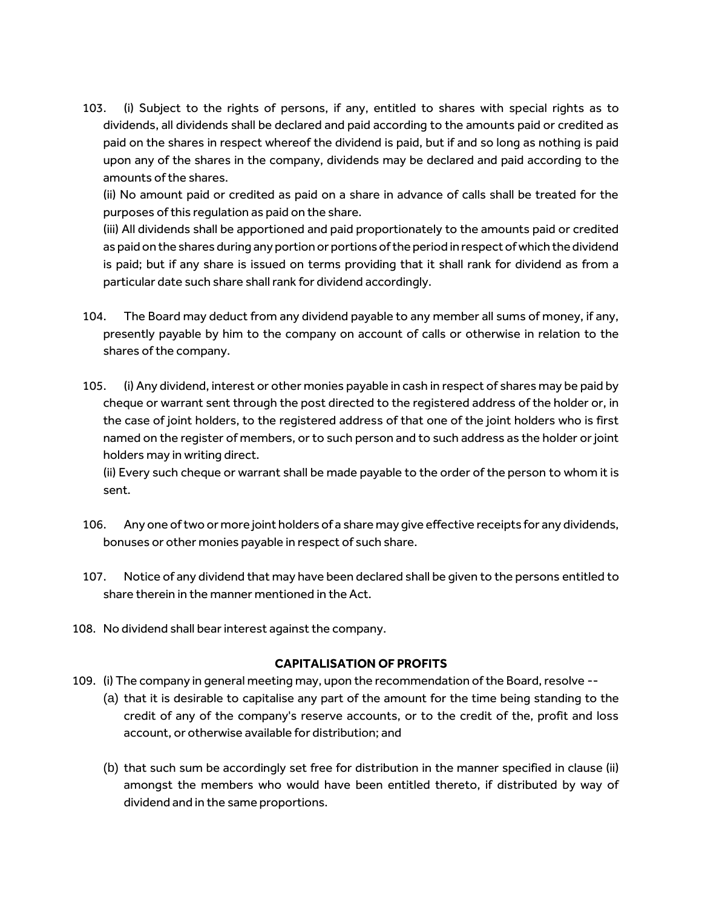103. (i) Subject to the rights of persons, if any, entitled to shares with special rights as to dividends, all dividends shall be declared and paid according to the amounts paid or credited as paid on the shares in respect whereof the dividend is paid, but if and so long as nothing is paid upon any of the shares in the company, dividends may be declared and paid according to the amounts of the shares.

(ii) No amount paid or credited as paid on a share in advance of calls shall be treated for the purposes of this regulation as paid on the share.

(iii) All dividends shall be apportioned and paid proportionately to the amounts paid or credited as paid on the shares during any portion or portions of the period in respect of which the dividend is paid; but if any share is issued on terms providing that it shall rank for dividend as from a particular date such share shall rank for dividend accordingly.

104. The Board may deduct from any dividend payable to any member all sums of money, if any, presently payable by him to the company on account of calls or otherwise in relation to the shares of the company.

105. (i) Any dividend, interest or other monies payable in cash in respect of shares may be paid by cheque or warrant sent through the post directed to the registered address of the holder or, in the case of joint holders, to the registered address of that one of the joint holders who is first named on the register of members, or to such person and to such address as the holder or joint holders may in writing direct.

(ii) Every such cheque or warrant shall be made payable to the order of the person to whom it is sent.

106. Any one of two or more joint holders of a share may give effective receipts for any dividends, bonuses or other monies payable in respect of such share.

107. Notice of any dividend that may have been declared shall be given to the persons entitled to share therein in the manner mentioned in the Act.

108. No dividend shall bear interest against the company.

**CAPITALISATION OF PROFITS**

109. (i) The company in general meeting may, upon the recommendation of the Board, resolve --

(a) that it is desirable to capitalise any part of the amount for the time being standing to the credit of any of the company's reserve accounts, or to the credit of the, profit and loss account, or otherwise available for distribution; and

(b) that such sum be accordingly set free for distribution in the manner specified in clause (ii) amongst the members who would have been entitled thereto, if distributed by way of dividend and in the same proportions.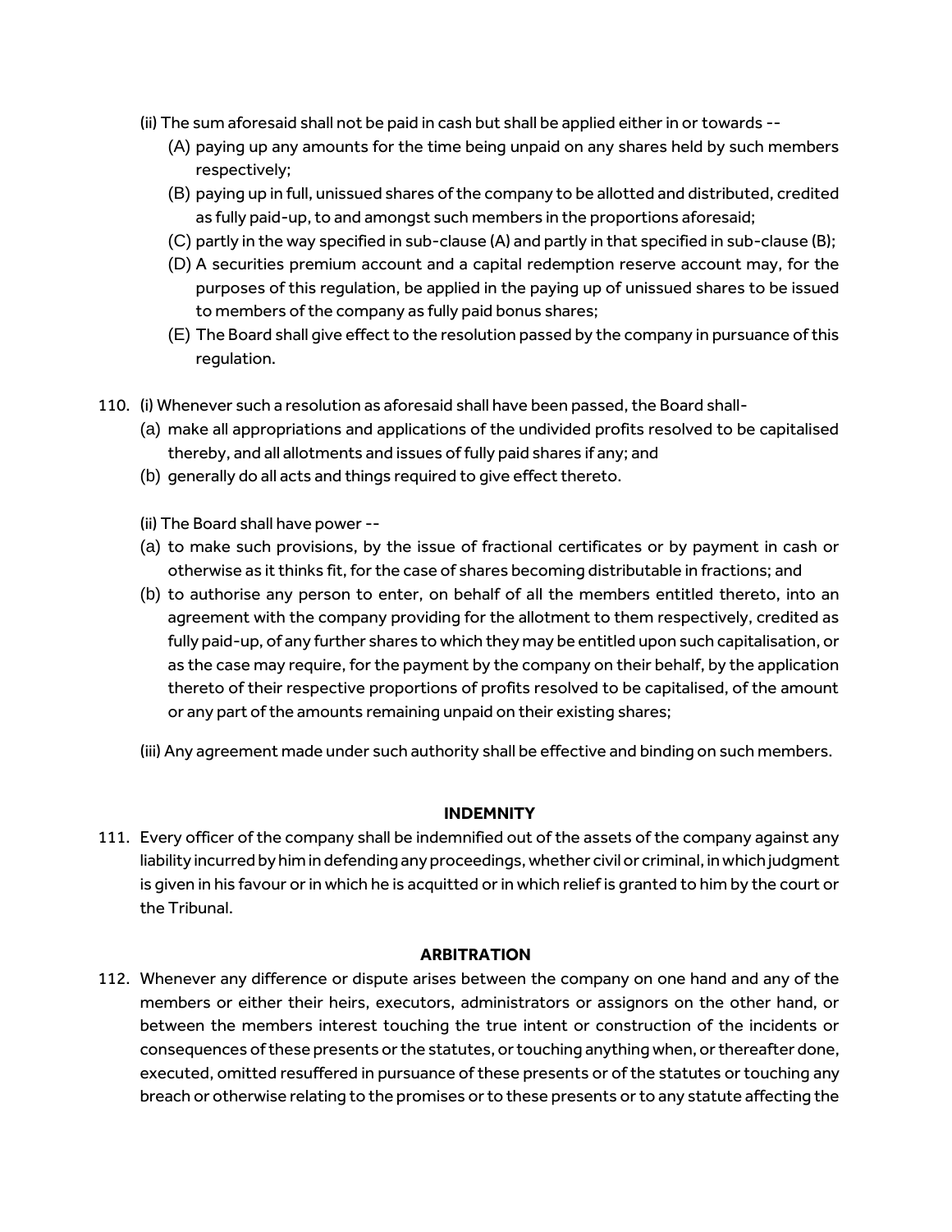(ii) The sum aforesaid shall not be paid in cash but shall be applied either in or towards --

(A) paying up any amounts for the time being unpaid on any shares held by such members respectively;

(B) paying up in full, unissued shares of the company to be allotted and distributed, credited as fully paid-up, to and amongst such members in the proportions aforesaid;

(C) partly in the way specified in sub-clause (A) and partly in that specified in sub-clause (B);

(D) A securities premium account and a capital redemption reserve account may, for the purposes of this regulation, be applied in the paying up of unissued shares to be issued to members of the company as fully paid bonus shares;

(E) The Board shall give effect to the resolution passed by the company in pursuance of this regulation.

110. (i) Whenever such a resolution as aforesaid shall have been passed, the Board shall-

(a) make all appropriations and applications of the undivided profits resolved to be capitalised thereby, and all allotments and issues of fully paid shares if any; and

(b) generally do all acts and things required to give effect thereto.

(ii) The Board shall have power --

(a) to make such provisions, by the issue of fractional certificates or by payment in cash or otherwise as it thinks fit, for the case of shares becoming distributable in fractions; and

(b) to authorise any person to enter, on behalf of all the members entitled thereto, into an agreement with the company providing for the allotment to them respectively, credited as fully paid-up, of any further shares to which they may be entitled upon such capitalisation, or as the case may require, for the payment by the company on their behalf, by the application thereto of their respective proportions of profits resolved to be capitalised, of the amount or any part of the amounts remaining unpaid on their existing shares;

(iii) Any agreement made under such authority shall be effective and binding on such members.

**INDEMNITY**

111. Every officer of the company shall be indemnified out of the assets of the company against any liability incurred by him in defending any proceedings, whether civil or criminal, in which judgment is given in his favour or in which he is acquitted or in which relief is granted to him by the court or the Tribunal.

**ARBITRATION**

112. Whenever any difference or dispute arises between the company on one hand and any of the members or either their heirs, executors, administrators or assignors on the other hand, or between the members interest touching the true intent or construction of the incidents or consequences of these presents or the statutes, or touching anything when, or thereafter done, executed, omitted resuffered in pursuance of these presents or of the statutes or touching any breach or otherwise relating to the promises or to these presents or to any statute affecting the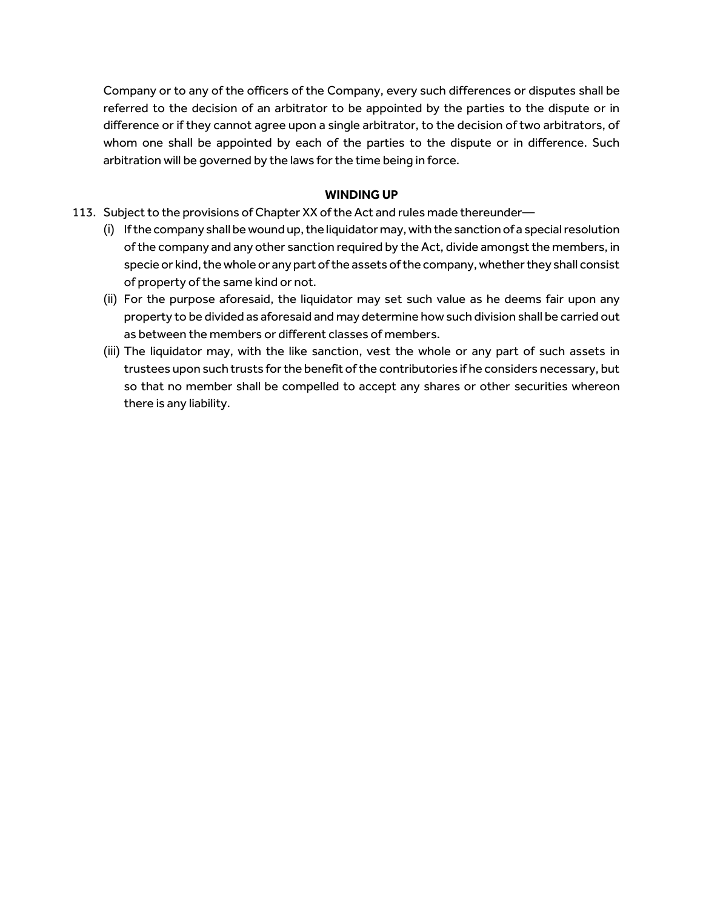Company or to any of the officers of the Company, every such differences or disputes shall be referred to the decision of an arbitrator to be appointed by the parties to the dispute or in difference or if they cannot agree upon a single arbitrator, to the decision of two arbitrators, of whom one shall be appointed by each of the parties to the dispute or in difference. Such arbitration will be governed by the laws for the time being in force.

**WINDING UP**

113. Subject to the provisions of Chapter XX of the Act and rules made thereunder—
    (i) If the company shall be wound up, the liquidator may, with the sanction of a special resolution of the company and any other sanction required by the Act, divide amongst the members, in specie or kind, the whole or any part of the assets of the company, whether they shall consist of property of the same kind or not.
    (ii) For the purpose aforesaid, the liquidator may set such value as he deems fair upon any property to be divided as aforesaid and may determine how such division shall be carried out as between the members or different classes of members.
    (iii) The liquidator may, with the like sanction, vest the whole or any part of such assets in trustees upon such trusts for the benefit of the contributories if he considers necessary, but so that no member shall be compelled to accept any shares or other securities whereon there is any liability.